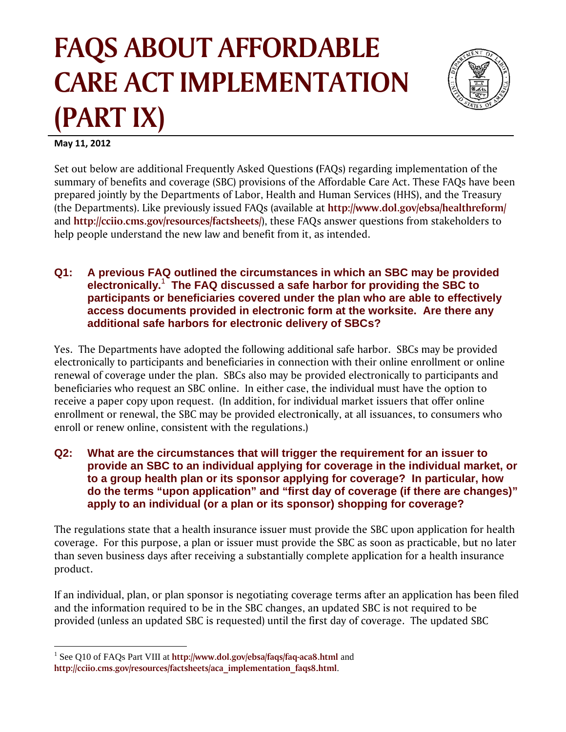# FAQS ABOUT AFFORDABLE CARE ACT IMPLEMENTATION (PART IX)

**May 11, 2012**

Set out below are additional Frequently Asked Questions (FAQs) regarding implementation of the summary of benefits and coverage (SBC) provisions of the Affordable Care Act. These FAQs have been prepared jointly by the Departments of Labor, Health and Human Services (HHS), and the Treasury (the Departments). Like previously issued FAQs (available at **http://www.dol.gov/ebsa/healthreform/** and **http://cciio.cms.gov/resources/factsheets/**), these FAQs answer questions from stakeholders to help people understand the new law and benefit from it, as intended.

### Q1: A previous FAQ outlined the circumstances in which an SBC may be provided electronically.[1] The FAQ discussed a safe harbor for providing the SBC to participants or beneficiaries covered under the plan who are able to effectively access documents provided in electronic form at the worksite. Are there any additional safe harbors for electronic delivery of SBCs?

Yes. The Departments have adopted the following additional safe harbor. SBCs may be provided electronically to participants and beneficiaries in connection with their online enrollment or online renewal of coverage under the plan. SBCs also may be provided electronically to participants and beneficiaries who request an SBC online. In either case, the individual must have the option to receive a paper copy upon request. (In addition, for individual market issuers that offer online enrollment or renewal, the SBC may be provided electronically, at all issuances, to consumers who enroll or renew online, consistent with the regulations.)

### Q2: What are the circumstances that will trigger the requirement for an issuer to provide an SBC to an individual applying for coverage in the individual market, or to a group health plan or its sponsor applying for coverage? In particular, how do the terms "upon application" and "first day of coverage (if there are changes)" apply to an individual (or a plan or its sponsor) shopping for coverage?

The regulations state that a health insurance issuer must provide the SBC upon application for health coverage. For this purpose, a plan or issuer must provide the SBC as soon as practicable, but no later than seven business days after receiving a substantially complete application for a health insurance product.

If an individual, plan, or plan sponsor is negotiating coverage terms after an application has been filed and the information required to be in the SBC changes, an updated SBC is not required to be provided (unless an updated SBC is requested) until the first day of coverage. The updated SBC

---

[1] See Q10 of FAQs Part VIII at **http://www.dol.gov/ebsa/faqs/faq-aca8.html** and **http://cciio.cms.gov/resources/factsheets/aca_implementation_faqs8.html**.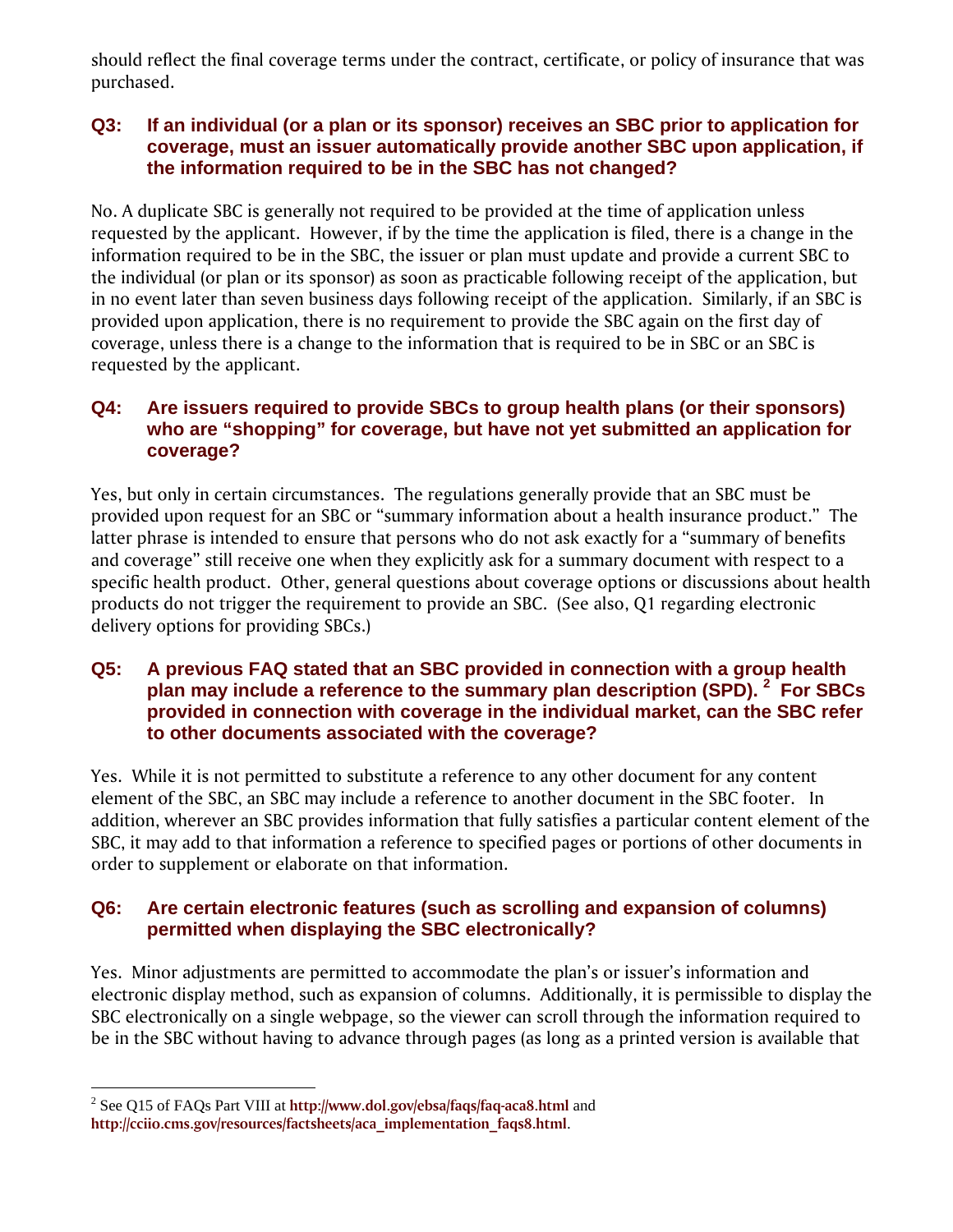should reflect the final coverage terms under the contract, certificate, or policy of insurance that was purchased.

### Q3: If an individual (or a plan or its sponsor) receives an SBC prior to application for coverage, must an issuer automatically provide another SBC upon application, if the information required to be in the SBC has not changed?

No. A duplicate SBC is generally not required to be provided at the time of application unless requested by the applicant. However, if by the time the application is filed, there is a change in the information required to be in the SBC, the issuer or plan must update and provide a current SBC to the individual (or plan or its sponsor) as soon as practicable following receipt of the application, but in no event later than seven business days following receipt of the application. Similarly, if an SBC is provided upon application, there is no requirement to provide the SBC again on the first day of coverage, unless there is a change to the information that is required to be in SBC or an SBC is requested by the applicant.

### Q4: Are issuers required to provide SBCs to group health plans (or their sponsors) who are "shopping" for coverage, but have not yet submitted an application for coverage?

Yes, but only in certain circumstances. The regulations generally provide that an SBC must be provided upon request for an SBC or "summary information about a health insurance product." The latter phrase is intended to ensure that persons who do not ask exactly for a "summary of benefits and coverage" still receive one when they explicitly ask for a summary document with respect to a specific health product. Other, general questions about coverage options or discussions about health products do not trigger the requirement to provide an SBC. (See also, Q1 regarding electronic delivery options for providing SBCs.)

### Q5: A previous FAQ stated that an SBC provided in connection with a group health plan may include a reference to the summary plan description (SPD).[2] For SBCs provided in connection with coverage in the individual market, can the SBC refer to other documents associated with the coverage?

Yes. While it is not permitted to substitute a reference to any other document for any content element of the SBC, an SBC may include a reference to another document in the SBC footer. In addition, wherever an SBC provides information that fully satisfies a particular content element of the SBC, it may add to that information a reference to specified pages or portions of other documents in order to supplement or elaborate on that information.

### Q6: Are certain electronic features (such as scrolling and expansion of columns) permitted when displaying the SBC electronically?

Yes. Minor adjustments are permitted to accommodate the plan's or issuer's information and electronic display method, such as expansion of columns. Additionally, it is permissible to display the SBC electronically on a single webpage, so the viewer can scroll through the information required to be in the SBC without having to advance through pages (as long as a printed version is available that

---

[2] See Q15 of FAQs Part VIII at **http://www.dol.gov/ebsa/faqs/faq-aca8.html** and **http://cciio.cms.gov/resources/factsheets/aca_implementation_faqs8.html**.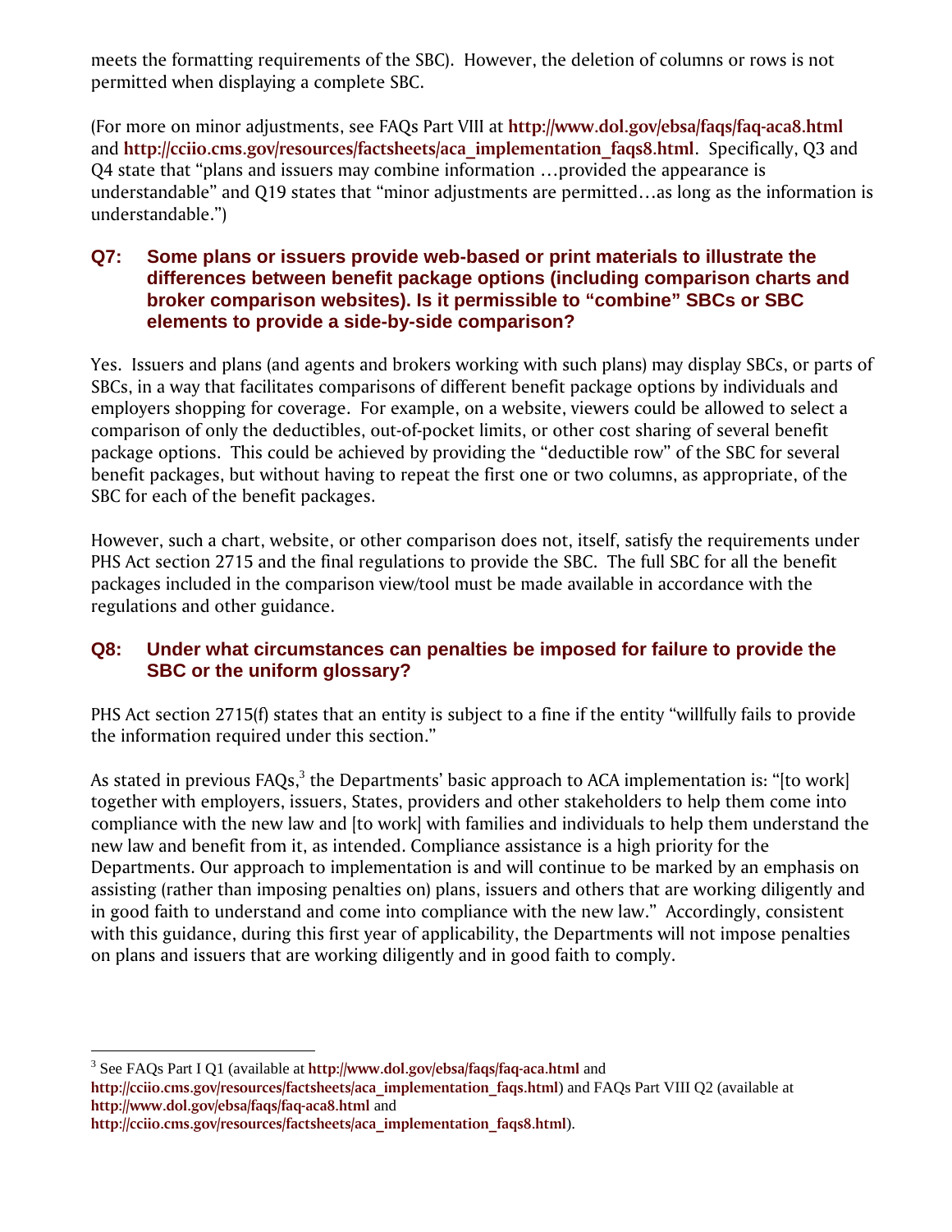meets the formatting requirements of the SBC). However, the deletion of columns or rows is not permitted when displaying a complete SBC.

(For more on minor adjustments, see FAQs Part VIII at **http://www.dol.gov/ebsa/faqs/faq-aca8.html** and **http://cciio.cms.gov/resources/factsheets/aca_implementation_faqs8.html**. Specifically, Q3 and Q4 state that "plans and issuers may combine information …provided the appearance is understandable" and Q19 states that "minor adjustments are permitted…as long as the information is understandable.")

### Q7: Some plans or issuers provide web-based or print materials to illustrate the differences between benefit package options (including comparison charts and broker comparison websites). Is it permissible to "combine" SBCs or SBC elements to provide a side-by-side comparison?

Yes. Issuers and plans (and agents and brokers working with such plans) may display SBCs, or parts of SBCs, in a way that facilitates comparisons of different benefit package options by individuals and employers shopping for coverage. For example, on a website, viewers could be allowed to select a comparison of only the deductibles, out-of-pocket limits, or other cost sharing of several benefit package options. This could be achieved by providing the "deductible row" of the SBC for several benefit packages, but without having to repeat the first one or two columns, as appropriate, of the SBC for each of the benefit packages.

However, such a chart, website, or other comparison does not, itself, satisfy the requirements under PHS Act section 2715 and the final regulations to provide the SBC. The full SBC for all the benefit packages included in the comparison view/tool must be made available in accordance with the regulations and other guidance.

### Q8: Under what circumstances can penalties be imposed for failure to provide the SBC or the uniform glossary?

PHS Act section 2715(f) states that an entity is subject to a fine if the entity "willfully fails to provide the information required under this section."

As stated in previous FAQs,[3] the Departments' basic approach to ACA implementation is: "[to work] together with employers, issuers, States, providers and other stakeholders to help them come into compliance with the new law and [to work] with families and individuals to help them understand the new law and benefit from it, as intended. Compliance assistance is a high priority for the Departments. Our approach to implementation is and will continue to be marked by an emphasis on assisting (rather than imposing penalties on) plans, issuers and others that are working diligently and in good faith to understand and come into compliance with the new law." Accordingly, consistent with this guidance, during this first year of applicability, the Departments will not impose penalties on plans and issuers that are working diligently and in good faith to comply.

[3] See FAQs Part I Q1 (available at **http://www.dol.gov/ebsa/faqs/faq-aca.html** and **http://cciio.cms.gov/resources/factsheets/aca_implementation_faqs.html**) and FAQs Part VIII Q2 (available at **http://www.dol.gov/ebsa/faqs/faq-aca8.html** and **http://cciio.cms.gov/resources/factsheets/aca_implementation_faqs8.html**).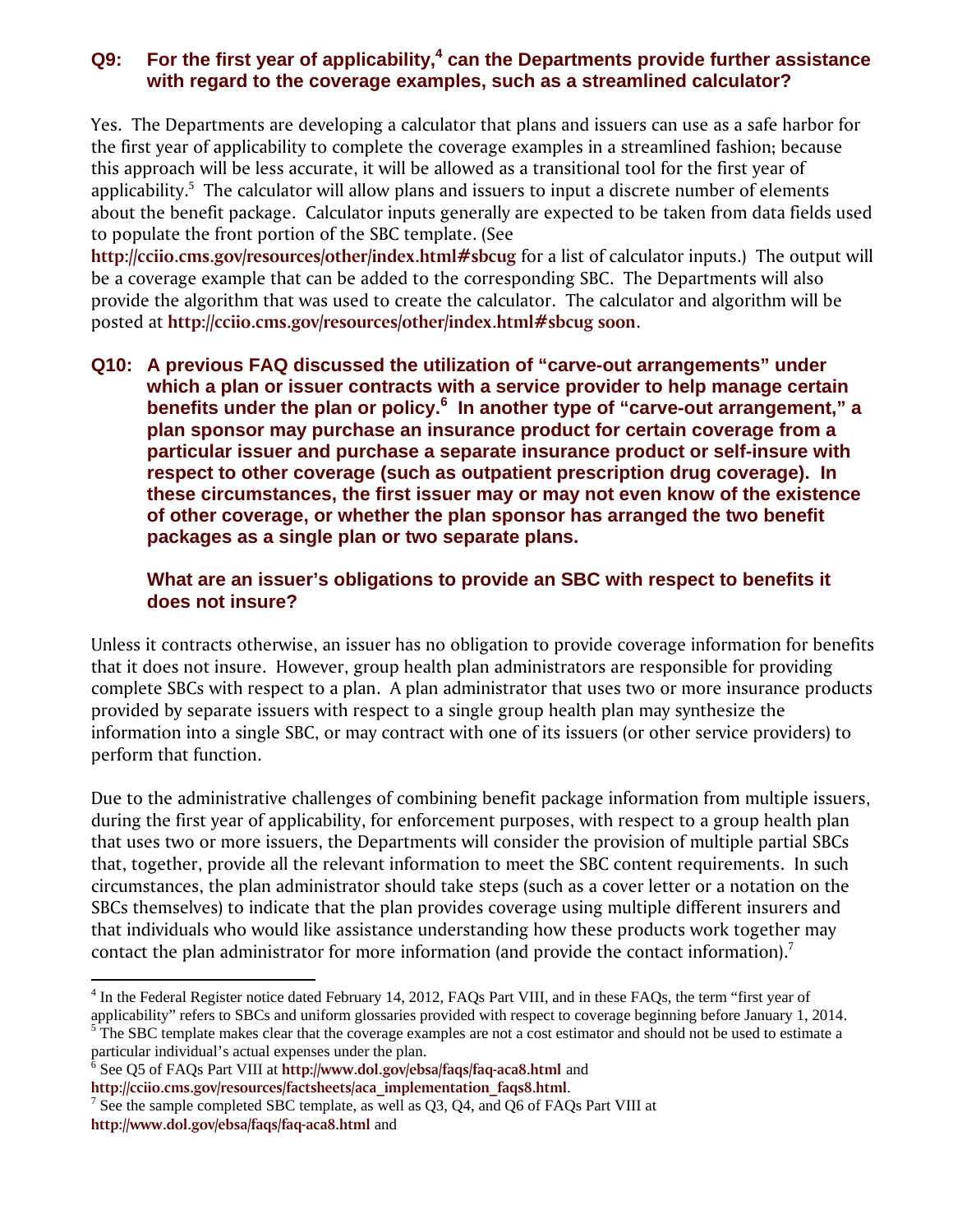**Q9: For the first year of applicability,[4] can the Departments provide further assistance with regard to the coverage examples, such as a streamlined calculator?**

Yes. The Departments are developing a calculator that plans and issuers can use as a safe harbor for the first year of applicability to complete the coverage examples in a streamlined fashion; because this approach will be less accurate, it will be allowed as a transitional tool for the first year of applicability.[5] The calculator will allow plans and issuers to input a discrete number of elements about the benefit package. Calculator inputs generally are expected to be taken from data fields used to populate the front portion of the SBC template. (See **http://cciio.cms.gov/resources/other/index.html#sbcug** for a list of calculator inputs.) The output will be a coverage example that can be added to the corresponding SBC. The Departments will also provide the algorithm that was used to create the calculator. The calculator and algorithm will be posted at **http://cciio.cms.gov/resources/other/index.html#sbcug soon**.

**Q10: A previous FAQ discussed the utilization of "carve-out arrangements" under which a plan or issuer contracts with a service provider to help manage certain benefits under the plan or policy.[6] In another type of "carve-out arrangement," a plan sponsor may purchase an insurance product for certain coverage from a particular issuer and purchase a separate insurance product or self-insure with respect to other coverage (such as outpatient prescription drug coverage). In these circumstances, the first issuer may or may not even know of the existence of other coverage, or whether the plan sponsor has arranged the two benefit packages as a single plan or two separate plans.**

**What are an issuer's obligations to provide an SBC with respect to benefits it does not insure?**

Unless it contracts otherwise, an issuer has no obligation to provide coverage information for benefits that it does not insure. However, group health plan administrators are responsible for providing complete SBCs with respect to a plan. A plan administrator that uses two or more insurance products provided by separate issuers with respect to a single group health plan may synthesize the information into a single SBC, or may contract with one of its issuers (or other service providers) to perform that function.

Due to the administrative challenges of combining benefit package information from multiple issuers, during the first year of applicability, for enforcement purposes, with respect to a group health plan that uses two or more issuers, the Departments will consider the provision of multiple partial SBCs that, together, provide all the relevant information to meet the SBC content requirements. In such circumstances, the plan administrator should take steps (such as a cover letter or a notation on the SBCs themselves) to indicate that the plan provides coverage using multiple different insurers and that individuals who would like assistance understanding how these products work together may contact the plan administrator for more information (and provide the contact information).[7]

---

[4] In the Federal Register notice dated February 14, 2012, FAQs Part VIII, and in these FAQs, the term "first year of applicability" refers to SBCs and uniform glossaries provided with respect to coverage beginning before January 1, 2014.

[5] The SBC template makes clear that the coverage examples are not a cost estimator and should not be used to estimate a particular individual's actual expenses under the plan.

[6] See Q5 of FAQs Part VIII at **http://www.dol.gov/ebsa/faqs/faq-aca8.html** and **http://cciio.cms.gov/resources/factsheets/aca_implementation_faqs8.html**.

[7] See the sample completed SBC template, as well as Q3, Q4, and Q6 of FAQs Part VIII at **http://www.dol.gov/ebsa/faqs/faq-aca8.html** and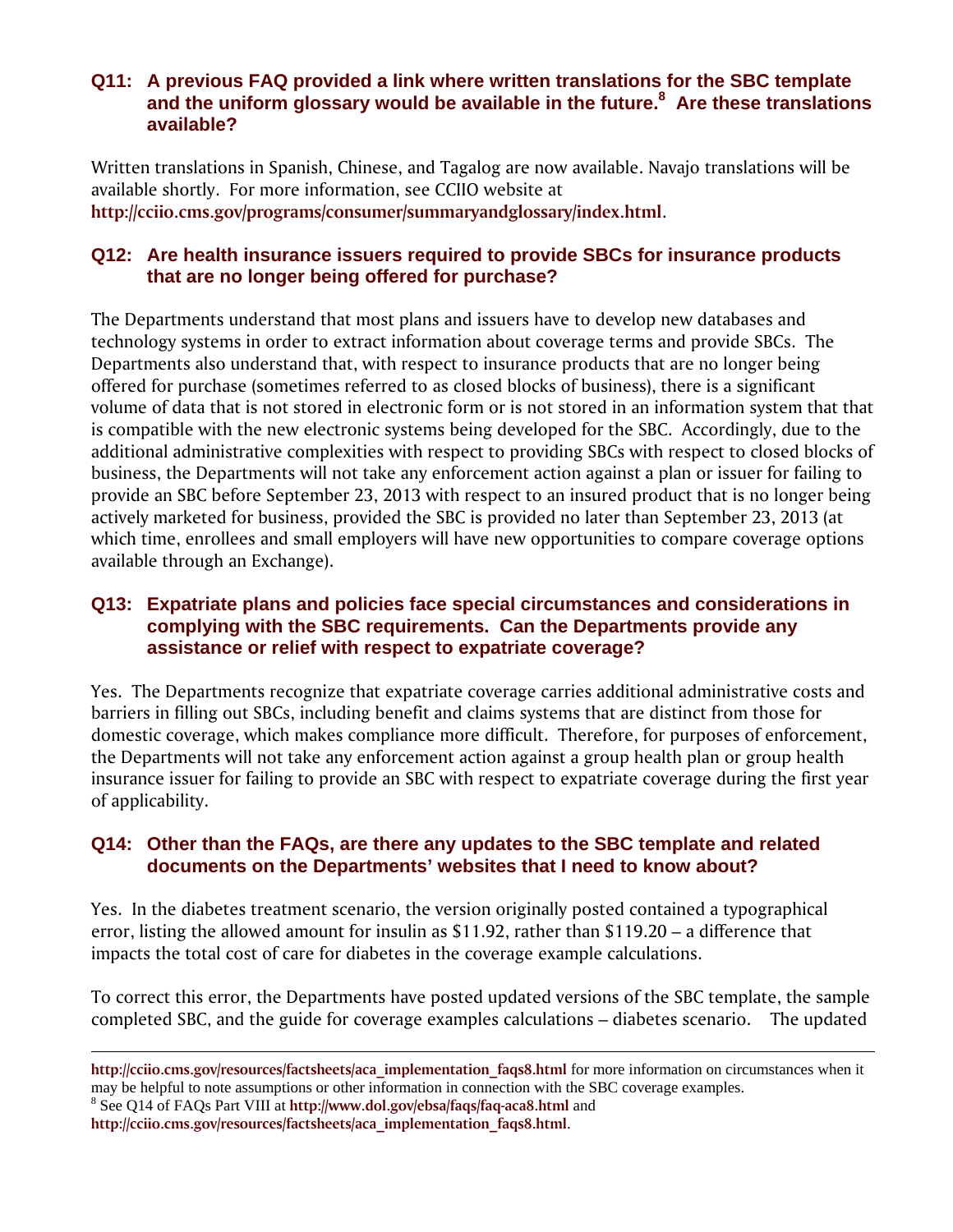### Q11: A previous FAQ provided a link where written translations for the SBC template and the uniform glossary would be available in the future.[8] Are these translations available?

Written translations in Spanish, Chinese, and Tagalog are now available. Navajo translations will be available shortly. For more information, see CCIIO website at **http://cciio.cms.gov/programs/consumer/summaryandglossary/index.html**.

### Q12: Are health insurance issuers required to provide SBCs for insurance products that are no longer being offered for purchase?

The Departments understand that most plans and issuers have to develop new databases and technology systems in order to extract information about coverage terms and provide SBCs. The Departments also understand that, with respect to insurance products that are no longer being offered for purchase (sometimes referred to as closed blocks of business), there is a significant volume of data that is not stored in electronic form or is not stored in an information system that that is compatible with the new electronic systems being developed for the SBC. Accordingly, due to the additional administrative complexities with respect to providing SBCs with respect to closed blocks of business, the Departments will not take any enforcement action against a plan or issuer for failing to provide an SBC before September 23, 2013 with respect to an insured product that is no longer being actively marketed for business, provided the SBC is provided no later than September 23, 2013 (at which time, enrollees and small employers will have new opportunities to compare coverage options available through an Exchange).

### Q13: Expatriate plans and policies face special circumstances and considerations in complying with the SBC requirements. Can the Departments provide any assistance or relief with respect to expatriate coverage?

Yes. The Departments recognize that expatriate coverage carries additional administrative costs and barriers in filling out SBCs, including benefit and claims systems that are distinct from those for domestic coverage, which makes compliance more difficult. Therefore, for purposes of enforcement, the Departments will not take any enforcement action against a group health plan or group health insurance issuer for failing to provide an SBC with respect to expatriate coverage during the first year of applicability.

### Q14: Other than the FAQs, are there any updates to the SBC template and related documents on the Departments' websites that I need to know about?

Yes. In the diabetes treatment scenario, the version originally posted contained a typographical error, listing the allowed amount for insulin as $11.92, rather than $119.20 – a difference that impacts the total cost of care for diabetes in the coverage example calculations.

To correct this error, the Departments have posted updated versions of the SBC template, the sample completed SBC, and the guide for coverage examples calculations – diabetes scenario. The updated

---

**http://cciio.cms.gov/resources/factsheets/aca_implementation_faqs8.html** for more information on circumstances when it may be helpful to note assumptions or other information in connection with the SBC coverage examples.

[8] See Q14 of FAQs Part VIII at **http://www.dol.gov/ebsa/faqs/faq-aca8.html** and **http://cciio.cms.gov/resources/factsheets/aca_implementation_faqs8.html**.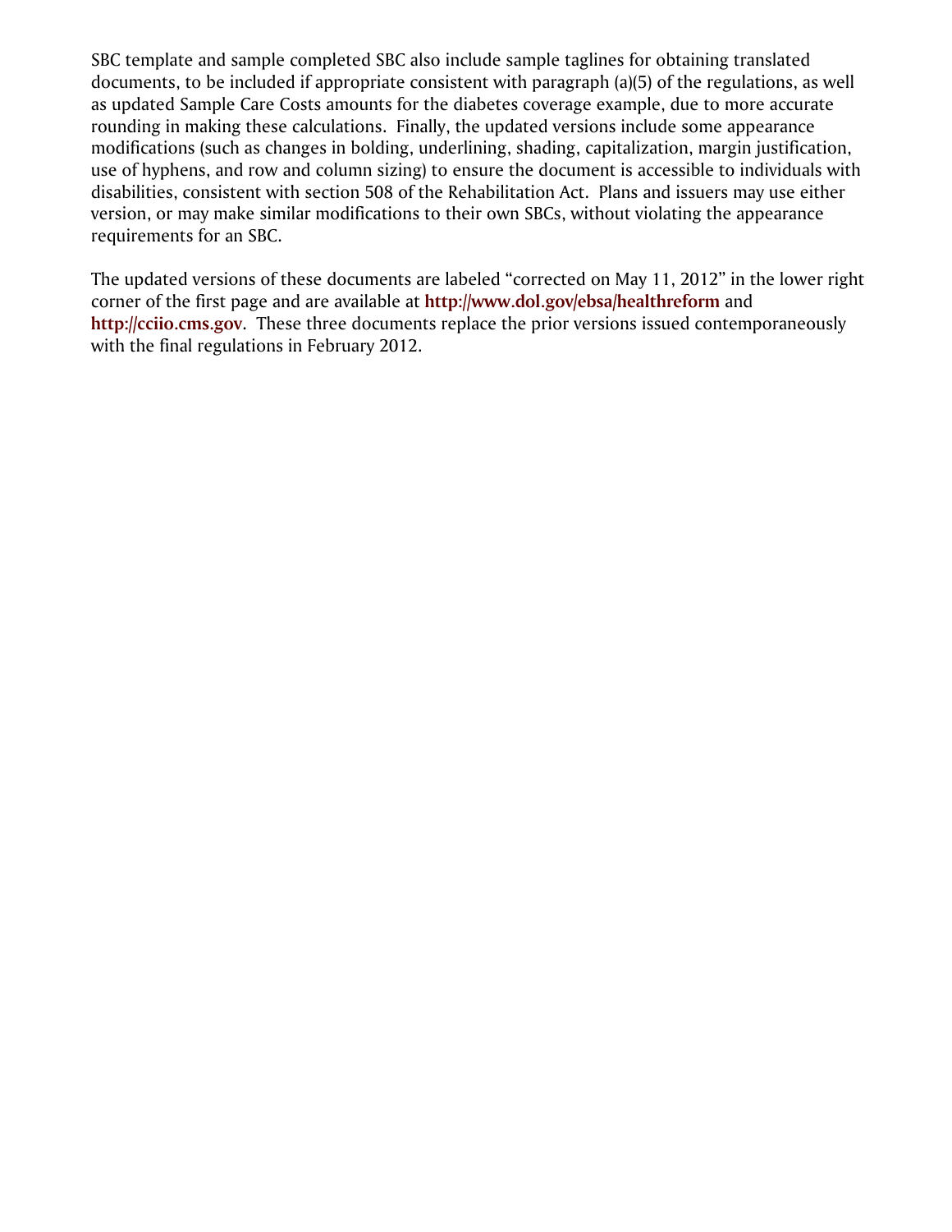SBC template and sample completed SBC also include sample taglines for obtaining translated documents, to be included if appropriate consistent with paragraph (a)(5) of the regulations, as well as updated Sample Care Costs amounts for the diabetes coverage example, due to more accurate rounding in making these calculations. Finally, the updated versions include some appearance modifications (such as changes in bolding, underlining, shading, capitalization, margin justification, use of hyphens, and row and column sizing) to ensure the document is accessible to individuals with disabilities, consistent with section 508 of the Rehabilitation Act. Plans and issuers may use either version, or may make similar modifications to their own SBCs, without violating the appearance requirements for an SBC.

The updated versions of these documents are labeled "corrected on May 11, 2012" in the lower right corner of the first page and are available at **http://www.dol.gov/ebsa/healthreform** and **http://cciio.cms.gov**. These three documents replace the prior versions issued contemporaneously with the final regulations in February 2012.